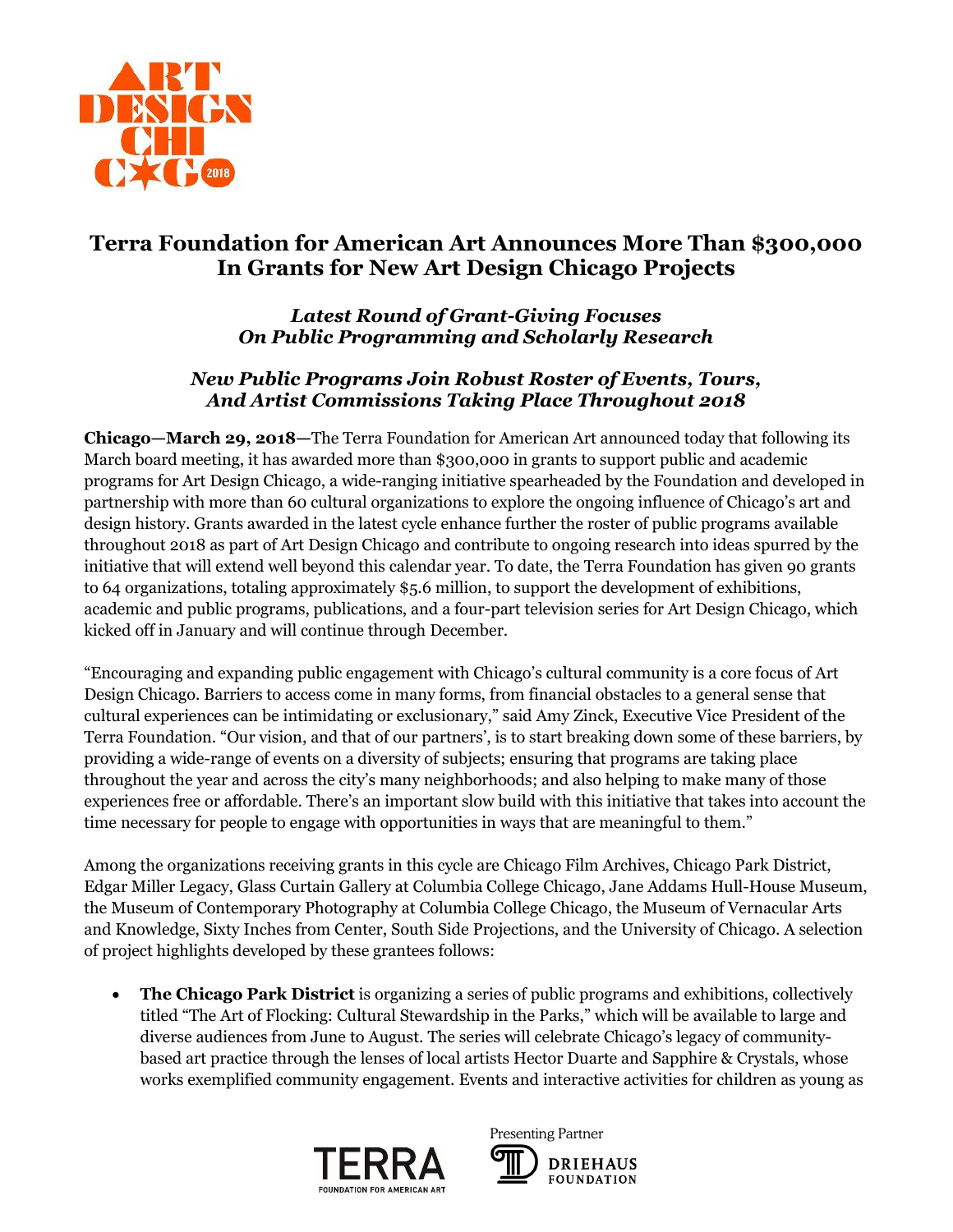# Terra Foundation for American Art Announces More Than $300,000 In Grants for New Art Design Chicago Projects

### *Latest Round of Grant-Giving Focuses On Public Programming and Scholarly Research*

### *New Public Programs Join Robust Roster of Events, Tours, And Artist Commissions Taking Place Throughout 2018*

**Chicago—March 29, 2018—**The Terra Foundation for American Art announced today that following its March board meeting, it has awarded more than $300,000 in grants to support public and academic programs for Art Design Chicago, a wide-ranging initiative spearheaded by the Foundation and developed in partnership with more than 60 cultural organizations to explore the ongoing influence of Chicago's art and design history. Grants awarded in the latest cycle enhance further the roster of public programs available throughout 2018 as part of Art Design Chicago and contribute to ongoing research into ideas spurred by the initiative that will extend well beyond this calendar year. To date, the Terra Foundation has given 90 grants to 64 organizations, totaling approximately $5.6 million, to support the development of exhibitions, academic and public programs, publications, and a four-part television series for Art Design Chicago, which kicked off in January and will continue through December.

"Encouraging and expanding public engagement with Chicago's cultural community is a core focus of Art Design Chicago. Barriers to access come in many forms, from financial obstacles to a general sense that cultural experiences can be intimidating or exclusionary," said Amy Zinck, Executive Vice President of the Terra Foundation. "Our vision, and that of our partners', is to start breaking down some of these barriers, by providing a wide-range of events on a diversity of subjects; ensuring that programs are taking place throughout the year and across the city's many neighborhoods; and also helping to make many of those experiences free or affordable. There's an important slow build with this initiative that takes into account the time necessary for people to engage with opportunities in ways that are meaningful to them."

Among the organizations receiving grants in this cycle are Chicago Film Archives, Chicago Park District, Edgar Miller Legacy, Glass Curtain Gallery at Columbia College Chicago, Jane Addams Hull-House Museum, the Museum of Contemporary Photography at Columbia College Chicago, the Museum of Vernacular Arts and Knowledge, Sixty Inches from Center, South Side Projections, and the University of Chicago. A selection of project highlights developed by these grantees follows:

- **The Chicago Park District** is organizing a series of public programs and exhibitions, collectively titled "The Art of Flocking: Cultural Stewardship in the Parks," which will be available to large and diverse audiences from June to August. The series will celebrate Chicago's legacy of community-based art practice through the lenses of local artists Hector Duarte and Sapphire & Crystals, whose works exemplified community engagement. Events and interactive activities for children as young as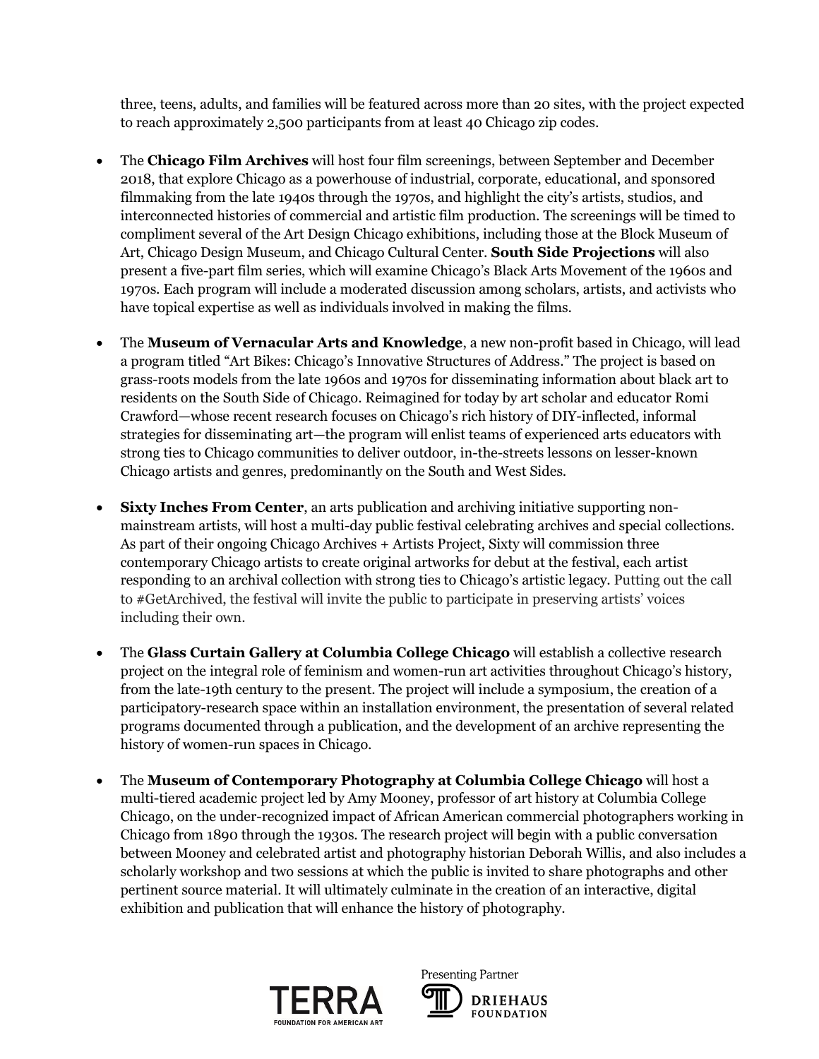three, teens, adults, and families will be featured across more than 20 sites, with the project expected to reach approximately 2,500 participants from at least 40 Chicago zip codes.

- The **Chicago Film Archives** will host four film screenings, between September and December 2018, that explore Chicago as a powerhouse of industrial, corporate, educational, and sponsored filmmaking from the late 1940s through the 1970s, and highlight the city's artists, studios, and interconnected histories of commercial and artistic film production. The screenings will be timed to compliment several of the Art Design Chicago exhibitions, including those at the Block Museum of Art, Chicago Design Museum, and Chicago Cultural Center. **South Side Projections** will also present a five-part film series, which will examine Chicago's Black Arts Movement of the 1960s and 1970s. Each program will include a moderated discussion among scholars, artists, and activists who have topical expertise as well as individuals involved in making the films.

- The **Museum of Vernacular Arts and Knowledge**, a new non-profit based in Chicago, will lead a program titled "Art Bikes: Chicago's Innovative Structures of Address." The project is based on grass-roots models from the late 1960s and 1970s for disseminating information about black art to residents on the South Side of Chicago. Reimagined for today by art scholar and educator Romi Crawford—whose recent research focuses on Chicago's rich history of DIY-inflected, informal strategies for disseminating art—the program will enlist teams of experienced arts educators with strong ties to Chicago communities to deliver outdoor, in-the-streets lessons on lesser-known Chicago artists and genres, predominantly on the South and West Sides.

- **Sixty Inches From Center**, an arts publication and archiving initiative supporting non-mainstream artists, will host a multi-day public festival celebrating archives and special collections. As part of their ongoing Chicago Archives + Artists Project, Sixty will commission three contemporary Chicago artists to create original artworks for debut at the festival, each artist responding to an archival collection with strong ties to Chicago's artistic legacy. Putting out the call to #GetArchived, the festival will invite the public to participate in preserving artists' voices including their own.

- The **Glass Curtain Gallery at Columbia College Chicago** will establish a collective research project on the integral role of feminism and women-run art activities throughout Chicago's history, from the late-19th century to the present. The project will include a symposium, the creation of a participatory-research space within an installation environment, the presentation of several related programs documented through a publication, and the development of an archive representing the history of women-run spaces in Chicago.

- The **Museum of Contemporary Photography at Columbia College Chicago** will host a multi-tiered academic project led by Amy Mooney, professor of art history at Columbia College Chicago, on the under-recognized impact of African American commercial photographers working in Chicago from 1890 through the 1930s. The research project will begin with a public conversation between Mooney and celebrated artist and photography historian Deborah Willis, and also includes a scholarly workshop and two sessions at which the public is invited to share photographs and other pertinent source material. It will ultimately culminate in the creation of an interactive, digital exhibition and publication that will enhance the history of photography.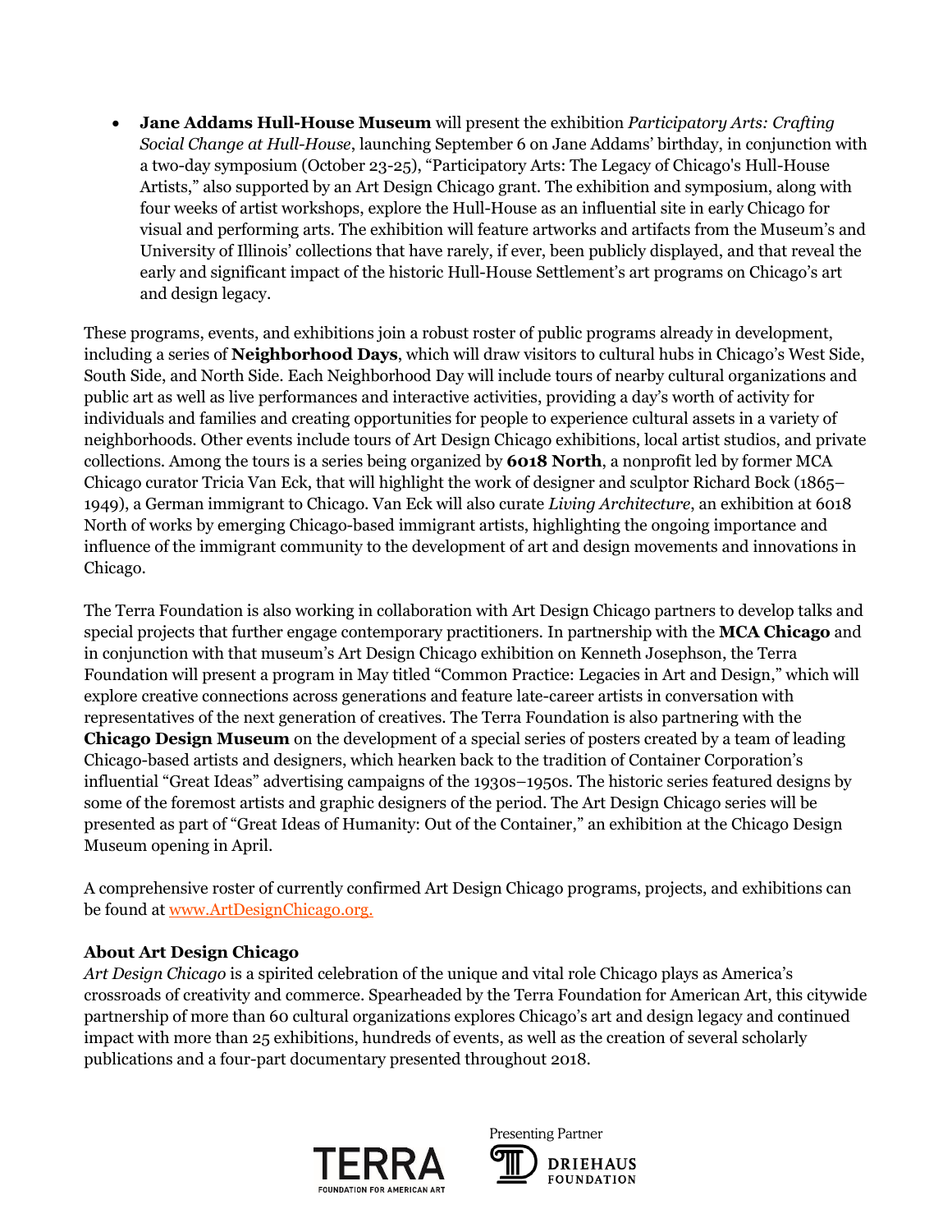- **Jane Addams Hull-House Museum** will present the exhibition *Participatory Arts: Crafting Social Change at Hull-House*, launching September 6 on Jane Addams' birthday, in conjunction with a two-day symposium (October 23-25), "Participatory Arts: The Legacy of Chicago's Hull-House Artists," also supported by an Art Design Chicago grant. The exhibition and symposium, along with four weeks of artist workshops, explore the Hull-House as an influential site in early Chicago for visual and performing arts. The exhibition will feature artworks and artifacts from the Museum's and University of Illinois' collections that have rarely, if ever, been publicly displayed, and that reveal the early and significant impact of the historic Hull-House Settlement's art programs on Chicago's art and design legacy.

These programs, events, and exhibitions join a robust roster of public programs already in development, including a series of **Neighborhood Days**, which will draw visitors to cultural hubs in Chicago's West Side, South Side, and North Side. Each Neighborhood Day will include tours of nearby cultural organizations and public art as well as live performances and interactive activities, providing a day's worth of activity for individuals and families and creating opportunities for people to experience cultural assets in a variety of neighborhoods. Other events include tours of Art Design Chicago exhibitions, local artist studios, and private collections. Among the tours is a series being organized by **6018 North**, a nonprofit led by former MCA Chicago curator Tricia Van Eck, that will highlight the work of designer and sculptor Richard Bock (1865–1949), a German immigrant to Chicago. Van Eck will also curate *Living Architecture*, an exhibition at 6018 North of works by emerging Chicago-based immigrant artists, highlighting the ongoing importance and influence of the immigrant community to the development of art and design movements and innovations in Chicago.

The Terra Foundation is also working in collaboration with Art Design Chicago partners to develop talks and special projects that further engage contemporary practitioners. In partnership with the **MCA Chicago** and in conjunction with that museum's Art Design Chicago exhibition on Kenneth Josephson, the Terra Foundation will present a program in May titled "Common Practice: Legacies in Art and Design," which will explore creative connections across generations and feature late-career artists in conversation with representatives of the next generation of creatives. The Terra Foundation is also partnering with the **Chicago Design Museum** on the development of a special series of posters created by a team of leading Chicago-based artists and designers, which hearken back to the tradition of Container Corporation's influential "Great Ideas" advertising campaigns of the 1930s–1950s. The historic series featured designs by some of the foremost artists and graphic designers of the period. The Art Design Chicago series will be presented as part of "Great Ideas of Humanity: Out of the Container," an exhibition at the Chicago Design Museum opening in April.

A comprehensive roster of currently confirmed Art Design Chicago programs, projects, and exhibitions can be found at [www.ArtDesignChicago.org.](http://www.ArtDesignChicago.org)

**About Art Design Chicago**

*Art Design Chicago* is a spirited celebration of the unique and vital role Chicago plays as America's crossroads of creativity and commerce. Spearheaded by the Terra Foundation for American Art, this citywide partnership of more than 60 cultural organizations explores Chicago's art and design legacy and continued impact with more than 25 exhibitions, hundreds of events, as well as the creation of several scholarly publications and a four-part documentary presented throughout 2018.

TERRA FOUNDATION FOR AMERICAN ART

Presenting Partner

DRIEHAUS FOUNDATION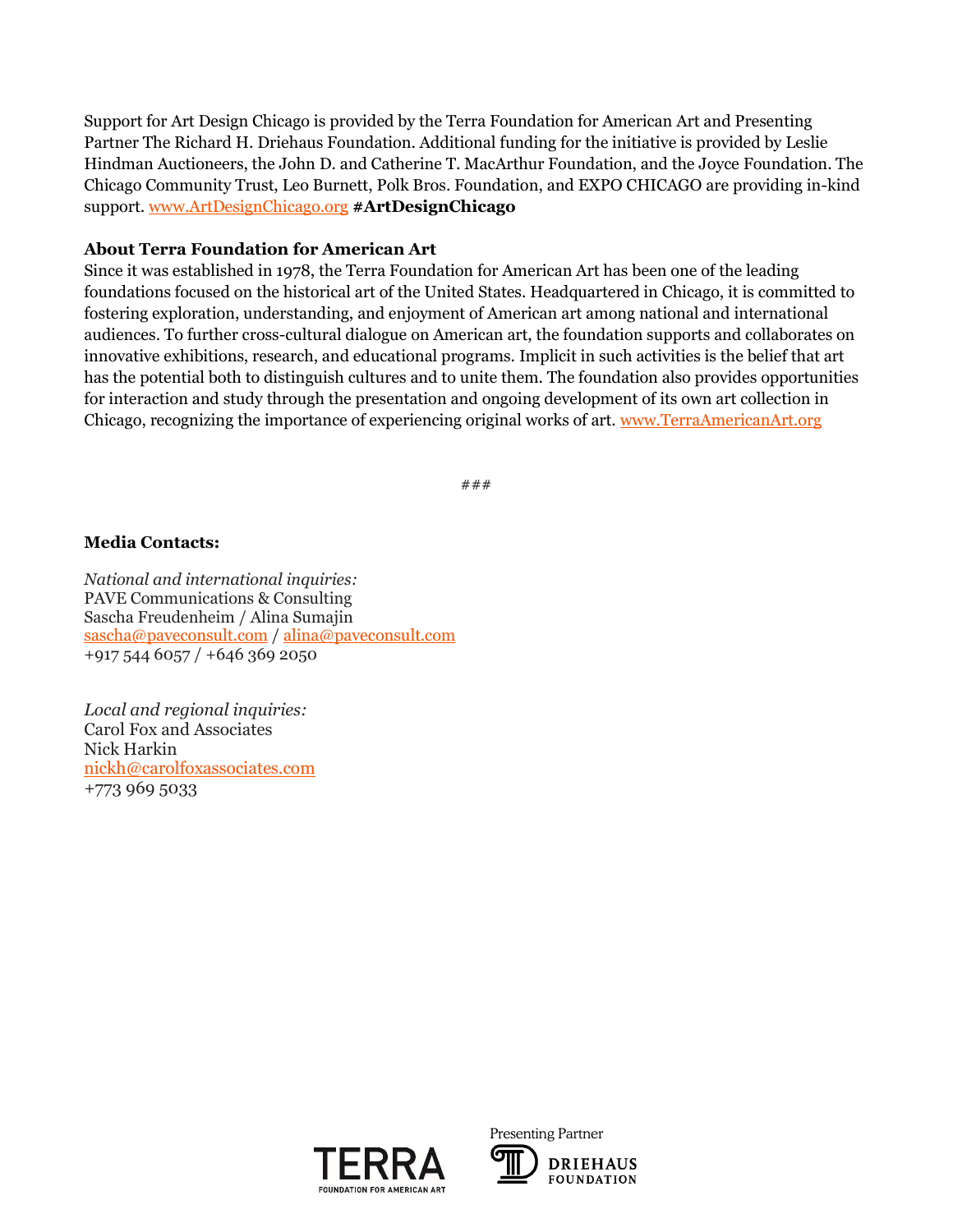Support for Art Design Chicago is provided by the Terra Foundation for American Art and Presenting Partner The Richard H. Driehaus Foundation. Additional funding for the initiative is provided by Leslie Hindman Auctioneers, the John D. and Catherine T. MacArthur Foundation, and the Joyce Foundation. The Chicago Community Trust, Leo Burnett, Polk Bros. Foundation, and EXPO CHICAGO are providing in-kind support. www.ArtDesignChicago.org **#ArtDesignChicago**

**About Terra Foundation for American Art**

Since it was established in 1978, the Terra Foundation for American Art has been one of the leading foundations focused on the historical art of the United States. Headquartered in Chicago, it is committed to fostering exploration, understanding, and enjoyment of American art among national and international audiences. To further cross-cultural dialogue on American art, the foundation supports and collaborates on innovative exhibitions, research, and educational programs. Implicit in such activities is the belief that art has the potential both to distinguish cultures and to unite them. The foundation also provides opportunities for interaction and study through the presentation and ongoing development of its own art collection in Chicago, recognizing the importance of experiencing original works of art. www.TerraAmericanArt.org

###

**Media Contacts:**

*National and international inquiries:*
PAVE Communications & Consulting
Sascha Freudenheim / Alina Sumajin
sascha@paveconsult.com / alina@paveconsult.com
+917 544 6057 / +646 369 2050

*Local and regional inquiries:*
Carol Fox and Associates
Nick Harkin
nickh@carolfoxassociates.com
+773 969 5033

TERRA
FOUNDATION FOR AMERICAN ART

Presenting Partner
DRIEHAUS FOUNDATION